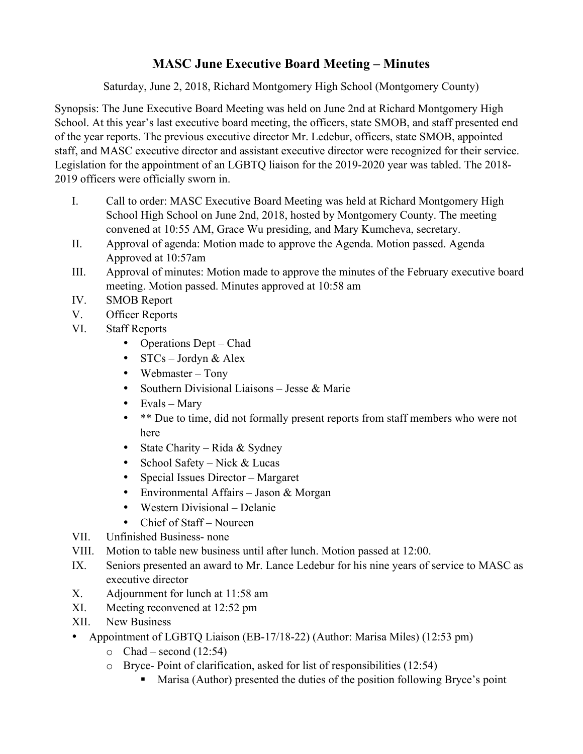# MASC June Executive Board Meeting – Minutes

Saturday, June 2, 2018, Richard Montgomery High School (Montgomery County)

Synopsis: The June Executive Board Meeting was held on June 2nd at Richard Montgomery High School. At this year's last executive board meeting, the officers, state SMOB, and staff presented end of the year reports. The previous executive director Mr. Ledebur, officers, state SMOB, appointed staff, and MASC executive director and assistant executive director were recognized for their service. Legislation for the appointment of an LGBTQ liaison for the 2019-2020 year was tabled. The 2018-2019 officers were officially sworn in.

I. Call to order: MASC Executive Board Meeting was held at Richard Montgomery High School High School on June 2nd, 2018, hosted by Montgomery County. The meeting convened at 10:55 AM, Grace Wu presiding, and Mary Kumcheva, secretary.

II. Approval of agenda: Motion made to approve the Agenda. Motion passed. Agenda Approved at 10:57am

III. Approval of minutes: Motion made to approve the minutes of the February executive board meeting. Motion passed. Minutes approved at 10:58 am

IV. SMOB Report

V. Officer Reports

VI. Staff Reports
   - Operations Dept – Chad
   - STCs – Jordyn & Alex
   - Webmaster – Tony
   - Southern Divisional Liaisons – Jesse & Marie
   - Evals – Mary
   - ** Due to time, did not formally present reports from staff members who were not here
   - State Charity – Rida & Sydney
   - School Safety – Nick & Lucas
   - Special Issues Director – Margaret
   - Environmental Affairs – Jason & Morgan
   - Western Divisional – Delanie
   - Chief of Staff – Noureen

VII. Unfinished Business- none

VIII. Motion to table new business until after lunch. Motion passed at 12:00.

IX. Seniors presented an award to Mr. Lance Ledebur for his nine years of service to MASC as executive director

X. Adjournment for lunch at 11:58 am

XI. Meeting reconvened at 12:52 pm

XII. New Business

- Appointment of LGBTQ Liaison (EB-17/18-22) (Author: Marisa Miles) (12:53 pm)
  - Chad – second (12:54)
  - Bryce- Point of clarification, asked for list of responsibilities (12:54)
    - Marisa (Author) presented the duties of the position following Bryce's point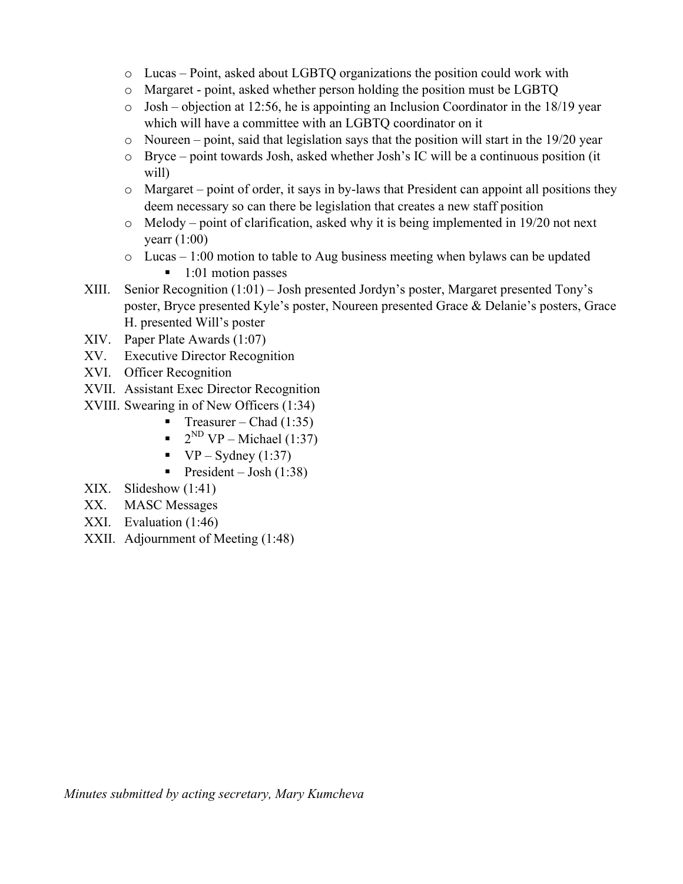- Lucas – Point, asked about LGBTQ organizations the position could work with
- Margaret - point, asked whether person holding the position must be LGBTQ
- Josh – objection at 12:56, he is appointing an Inclusion Coordinator in the 18/19 year which will have a committee with an LGBTQ coordinator on it
- Noureen – point, said that legislation says that the position will start in the 19/20 year
- Bryce – point towards Josh, asked whether Josh's IC will be a continuous position (it will)
- Margaret – point of order, it says in by-laws that President can appoint all positions they deem necessary so can there be legislation that creates a new staff position
- Melody – point of clarification, asked why it is being implemented in 19/20 not next yearr (1:00)
- Lucas – 1:00 motion to table to Aug business meeting when bylaws can be updated
  - 1:01 motion passes

XIII. Senior Recognition (1:01) – Josh presented Jordyn's poster, Margaret presented Tony's poster, Bryce presented Kyle's poster, Noureen presented Grace & Delanie's posters, Grace H. presented Will's poster

XIV. Paper Plate Awards (1:07)

XV. Executive Director Recognition

XVI. Officer Recognition

XVII. Assistant Exec Director Recognition

XVIII. Swearing in of New Officers (1:34)

- Treasurer – Chad (1:35)
- 2ND VP – Michael (1:37)
- VP – Sydney (1:37)
- President – Josh (1:38)

XIX. Slideshow (1:41)

XX. MASC Messages

XXI. Evaluation (1:46)

XXII. Adjournment of Meeting (1:48)

*Minutes submitted by acting secretary, Mary Kumcheva*